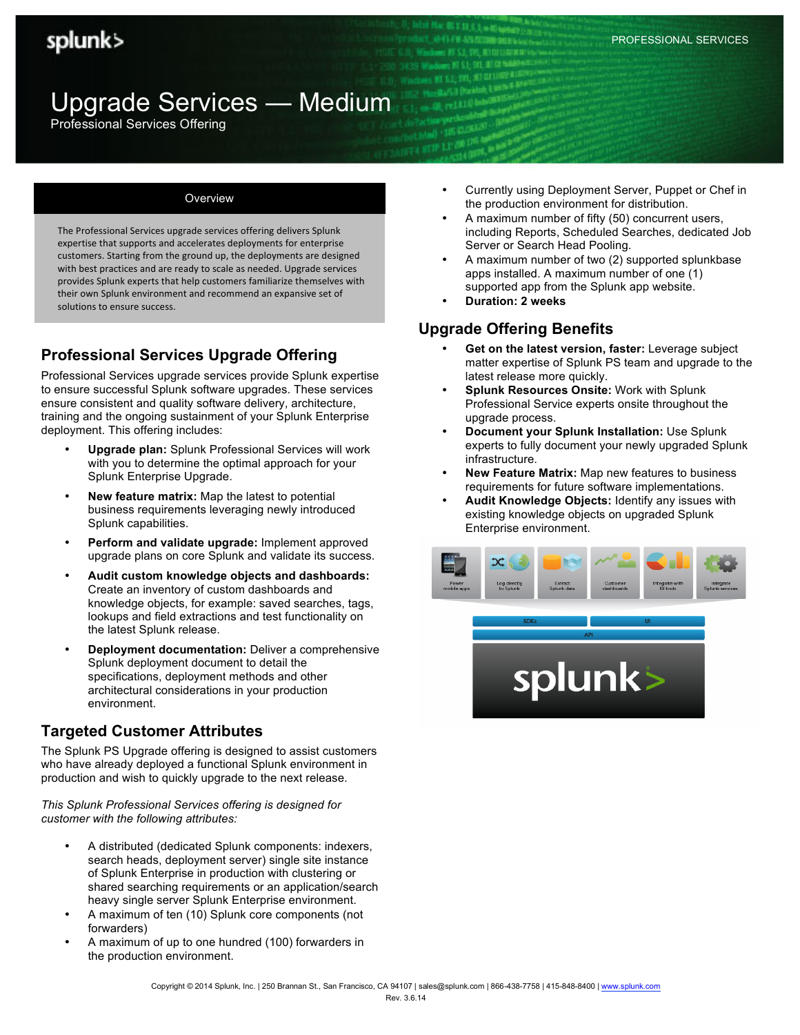# Upgrade Services — Medium

Professional Services Offering

PROFESSIONAL SERVICES

## Overview

The Professional Services upgrade services offering delivers Splunk expertise that supports and accelerates deployments for enterprise customers. Starting from the ground up, the deployments are designed with best practices and are ready to scale as needed. Upgrade services provides Splunk experts that help customers familiarize themselves with their own Splunk environment and recommend an expansive set of solutions to ensure success.

## Professional Services Upgrade Offering

Professional Services upgrade services provide Splunk expertise to ensure successful Splunk software upgrades. These services ensure consistent and quality software delivery, architecture, training and the ongoing sustainment of your Splunk Enterprise deployment. This offering includes:

- **Upgrade plan:** Splunk Professional Services will work with you to determine the optimal approach for your Splunk Enterprise Upgrade.
- **New feature matrix:** Map the latest to potential business requirements leveraging newly introduced Splunk capabilities.
- **Perform and validate upgrade:** Implement approved upgrade plans on core Splunk and validate its success.
- **Audit custom knowledge objects and dashboards:** Create an inventory of custom dashboards and knowledge objects, for example: saved searches, tags, lookups and field extractions and test functionality on the latest Splunk release.
- **Deployment documentation:** Deliver a comprehensive Splunk deployment document to detail the specifications, deployment methods and other architectural considerations in your production environment.

## Targeted Customer Attributes

The Splunk PS Upgrade offering is designed to assist customers who have already deployed a functional Splunk environment in production and wish to quickly upgrade to the next release.

*This Splunk Professional Services offering is designed for customer with the following attributes:*

- A distributed (dedicated Splunk components: indexers, search heads, deployment server) single site instance of Splunk Enterprise in production with clustering or shared searching requirements or an application/search heavy single server Splunk Enterprise environment.
- A maximum of ten (10) Splunk core components (not forwarders)
- A maximum of up to one hundred (100) forwarders in the production environment.
- Currently using Deployment Server, Puppet or Chef in the production environment for distribution.
- A maximum number of fifty (50) concurrent users, including Reports, Scheduled Searches, dedicated Job Server or Search Head Pooling.
- A maximum number of two (2) supported splunkbase apps installed. A maximum number of one (1) supported app from the Splunk app website.
- **Duration: 2 weeks**

## Upgrade Offering Benefits

- **Get on the latest version, faster:** Leverage subject matter expertise of Splunk PS team and upgrade to the latest release more quickly.
- **Splunk Resources Onsite:** Work with Splunk Professional Service experts onsite throughout the upgrade process.
- **Document your Splunk Installation:** Use Splunk experts to fully document your newly upgraded Splunk infrastructure.
- **New Feature Matrix:** Map new features to business requirements for future software implementations.
- **Audit Knowledge Objects:** Identify any issues with existing knowledge objects on upgraded Splunk Enterprise environment.

Copyright © 2014 Splunk, Inc. | 250 Brannan St., San Francisco, CA 94107 | sales@splunk.com | 866-438-7758 | 415-848-8400 | www.splunk.com
Rev. 3.6.14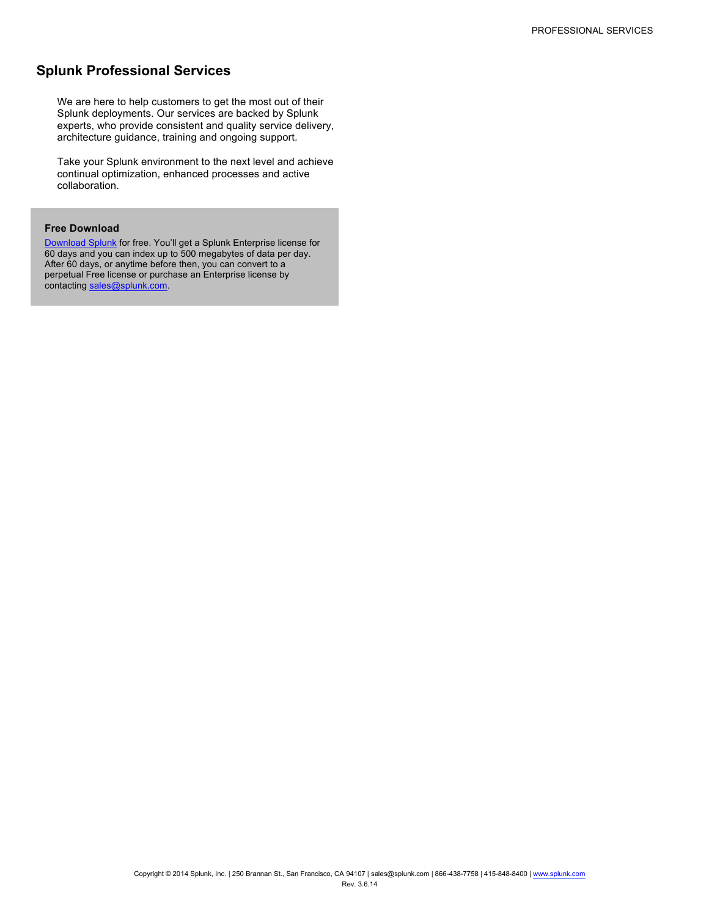## Splunk Professional Services

We are here to help customers to get the most out of their Splunk deployments. Our services are backed by Splunk experts, who provide consistent and quality service delivery, architecture guidance, training and ongoing support.

Take your Splunk environment to the next level and achieve continual optimization, enhanced processes and active collaboration.

### Free Download

Download Splunk for free. You'll get a Splunk Enterprise license for 60 days and you can index up to 500 megabytes of data per day. After 60 days, or anytime before then, you can convert to a perpetual Free license or purchase an Enterprise license by contacting sales@splunk.com.

Copyright © 2014 Splunk, Inc. | 250 Brannan St., San Francisco, CA 94107 | sales@splunk.com | 866-438-7758 | 415-848-8400 | www.splunk.com

Rev. 3.6.14